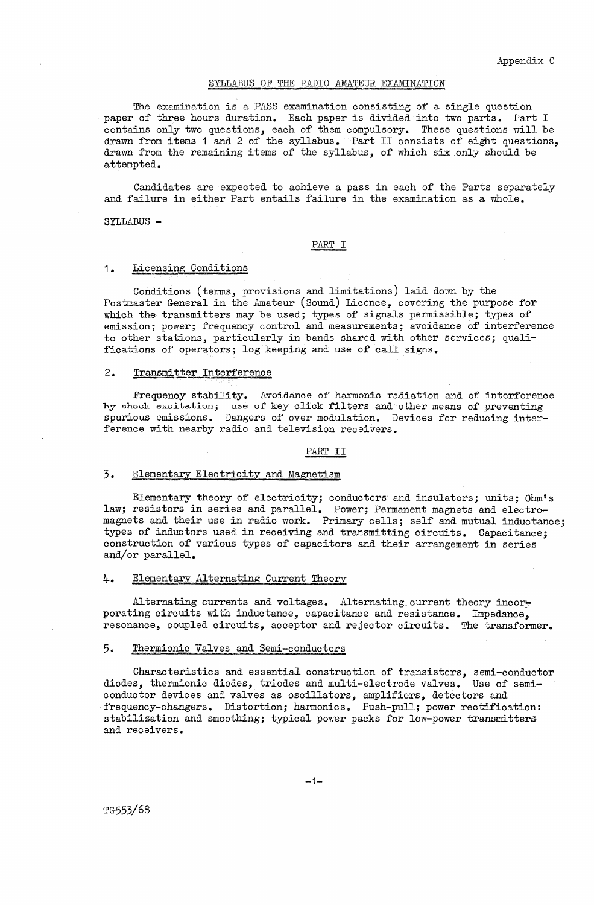Appendix C

## SYLLABUS OF THE RADIO AMATEUR EXAMINATION

The examination is a PASS examination consisting of a single question paper of three hours duration. Each paper is divided into two parts. Part I contains only two questions, each of them compulsory. These questions will be drawn from items 1 and 2 of the syllabus. Part II consists of eight questions, drawn from the remaining items of the syllabus, of which six only should be attempted.

Candidates are expected to achieve a pass in each of the Parts separately and failure in either Part entails failure in the examination as a whole.

SYLLABUS -

### PART I

#### 1. Licensing Conditions

Conditions (terms, provisions and limitations) laid down by the Postmaster General in the Amateur (Sound) Licence, covering the purpose for which the transmitters may be used; types of signals permissible; types of emission; power; frequency control and measurements; avoidance of interference to other stations, particularly in bands shared with other services; qualifications of operators; log keeping and use of call signs.

#### 2. Transmitter Interference

Frequency stability. Avoidance of harmonic radiation and of interference by shock excitation; use of key click filters and other means of preventing spurious emissions. Dangers of over modulation. Devices for reducing interference with nearby radio and television receivers.

### PART II

#### 3. Elementary Electricity and Magnetism

Elementary theory of electricity; conductors and insulators; units; Ohm's law; resistors in series and parallel. Power; Permanent magnets and electromagnets and their use in radio work. Primary cells; self and mutual inductance; types of inductors used in receiving and transmitting circuits. Capacitance; construction of various types of capacitors and their arrangement in series and/or parallel.

#### 4. Elementary Alternating Current Theory

Alternating currents and voltages. Alternating current theory incorporating circuits with inductance, capacitance and resistance. Impedance, resonance, coupled circuits, acceptor and rejector circuits. The transformer.

#### 5. Thermionic Valves and Semi-conductors

Characteristics and essential construction of transistors, semi-conductor diodes, thermionic diodes, triodes and multi-electrode valves. Use of semi-conductor devices and valves as oscillators, amplifiers, detectors and frequency-changers. Distortion; harmonics. Push-pull; power rectification: stabilization and smoothing; typical power packs for low-power transmitters and receivers.

TG553/68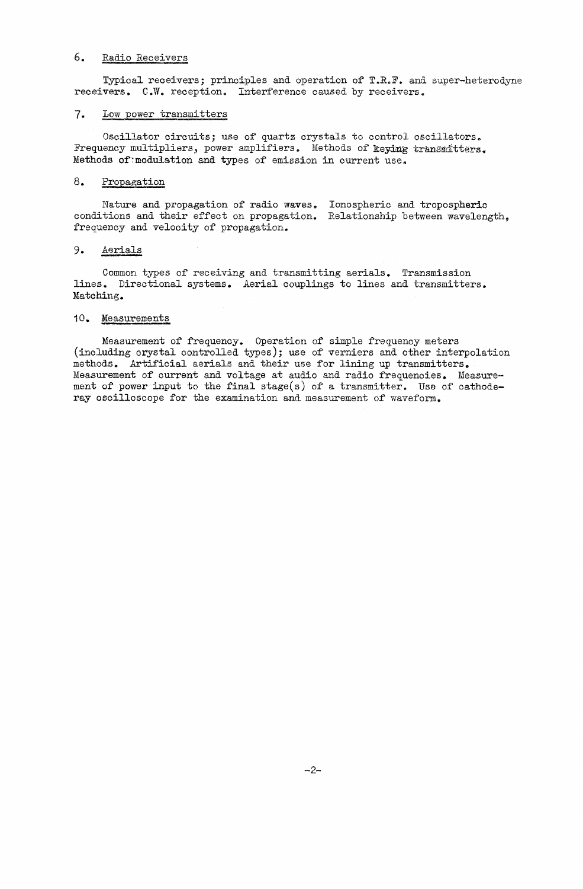## 6. Radio Receivers

Typical receivers; principles and operation of T.R.F. and super-heterodyne receivers. C.W. reception. Interference caused by receivers.

## 7. Low power transmitters

Oscillator circuits; use of quartz crystals to control oscillators. Frequency multipliers, power amplifiers. Methods of keying transmitters. Methods of modulation and types of emission in current use.

## 8. Propagation

Nature and propagation of radio waves. Ionospheric and tropospheric conditions and their effect on propagation. Relationship between wavelength, frequency and velocity of propagation.

## 9. Aerials

Common types of receiving and transmitting aerials. Transmission lines. Directional systems. Aerial couplings to lines and transmitters. Matching.

## 10. Measurements

Measurement of frequency. Operation of simple frequency meters (including crystal controlled types); use of verniers and other interpolation methods. Artificial aerials and their use for lining up transmitters. Measurement of current and voltage at audio and radio frequencies. Measurement of power input to the final stage(s) of a transmitter. Use of cathode-ray oscilloscope for the examination and measurement of waveform.